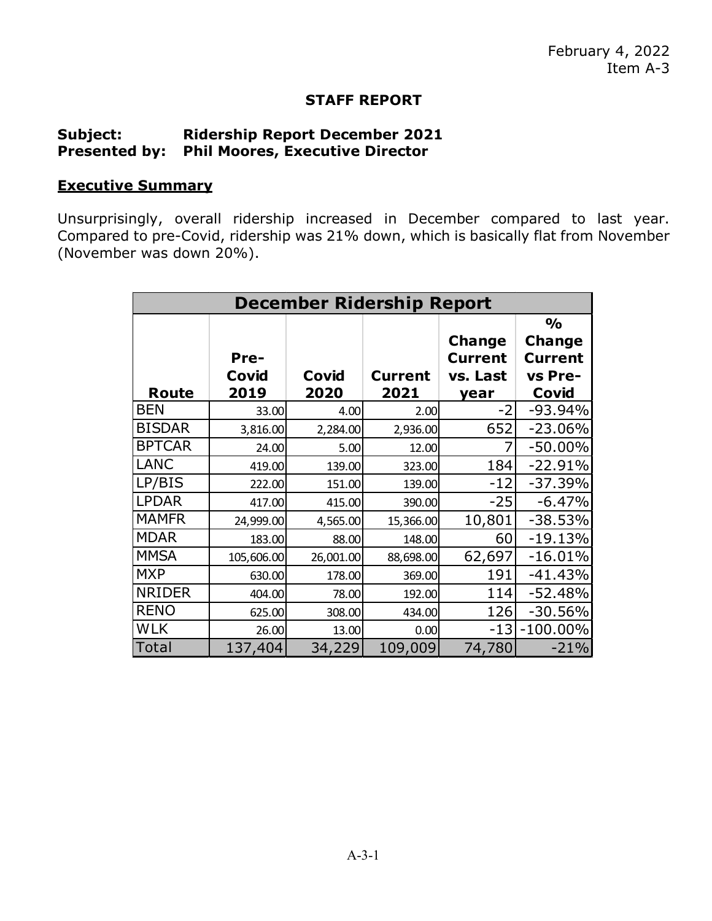February 4, 2022
Item A-3

## STAFF REPORT

**Subject: Ridership Report December 2021**
**Presented by: Phil Moores, Executive Director**

### Executive Summary

Unsurprisingly, overall ridership increased in December compared to last year. Compared to pre-Covid, ridership was 21% down, which is basically flat from November (November was down 20%).

| December Ridership Report | | | | | |
|---|---|---|---|---|---|
| **Route** | **Pre-Covid 2019** | **Covid 2020** | **Current 2021** | **Change Current vs. Last year** | **% Change Current vs Pre-Covid** |
| BEN | 33.00 | 4.00 | 2.00 | -2 | -93.94% |
| BISDAR | 3,816.00 | 2,284.00 | 2,936.00 | 652 | -23.06% |
| BPTCAR | 24.00 | 5.00 | 12.00 | 7 | -50.00% |
| LANC | 419.00 | 139.00 | 323.00 | 184 | -22.91% |
| LP/BIS | 222.00 | 151.00 | 139.00 | -12 | -37.39% |
| LPDAR | 417.00 | 415.00 | 390.00 | -25 | -6.47% |
| MAMFR | 24,999.00 | 4,565.00 | 15,366.00 | 10,801 | -38.53% |
| MDAR | 183.00 | 88.00 | 148.00 | 60 | -19.13% |
| MMSA | 105,606.00 | 26,001.00 | 88,698.00 | 62,697 | -16.01% |
| MXP | 630.00 | 178.00 | 369.00 | 191 | -41.43% |
| NRIDER | 404.00 | 78.00 | 192.00 | 114 | -52.48% |
| RENO | 625.00 | 308.00 | 434.00 | 126 | -30.56% |
| WLK | 26.00 | 13.00 | 0.00 | -13 | -100.00% |
| Total | 137,404 | 34,229 | 109,009 | 74,780 | -21% |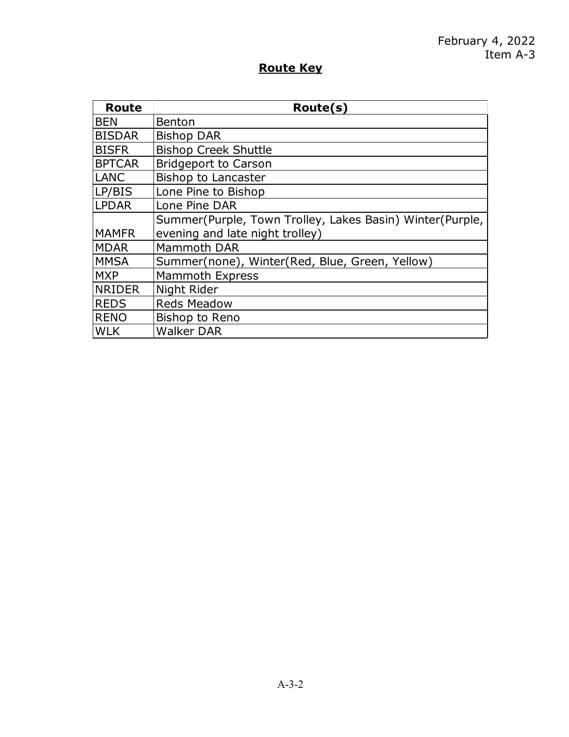February 4, 2022
Item A-3

## Route Key

| Route | Route(s) |
|---|---|
| BEN | Benton |
| BISDAR | Bishop DAR |
| BISFR | Bishop Creek Shuttle |
| BPTCAR | Bridgeport to Carson |
| LANC | Bishop to Lancaster |
| LP/BIS | Lone Pine to Bishop |
| LPDAR | Lone Pine DAR |
| MAMFR | Summer(Purple, Town Trolley, Lakes Basin) Winter(Purple, evening and late night trolley) |
| MDAR | Mammoth DAR |
| MMSA | Summer(none), Winter(Red, Blue, Green, Yellow) |
| MXP | Mammoth Express |
| NRIDER | Night Rider |
| REDS | Reds Meadow |
| RENO | Bishop to Reno |
| WLK | Walker DAR |